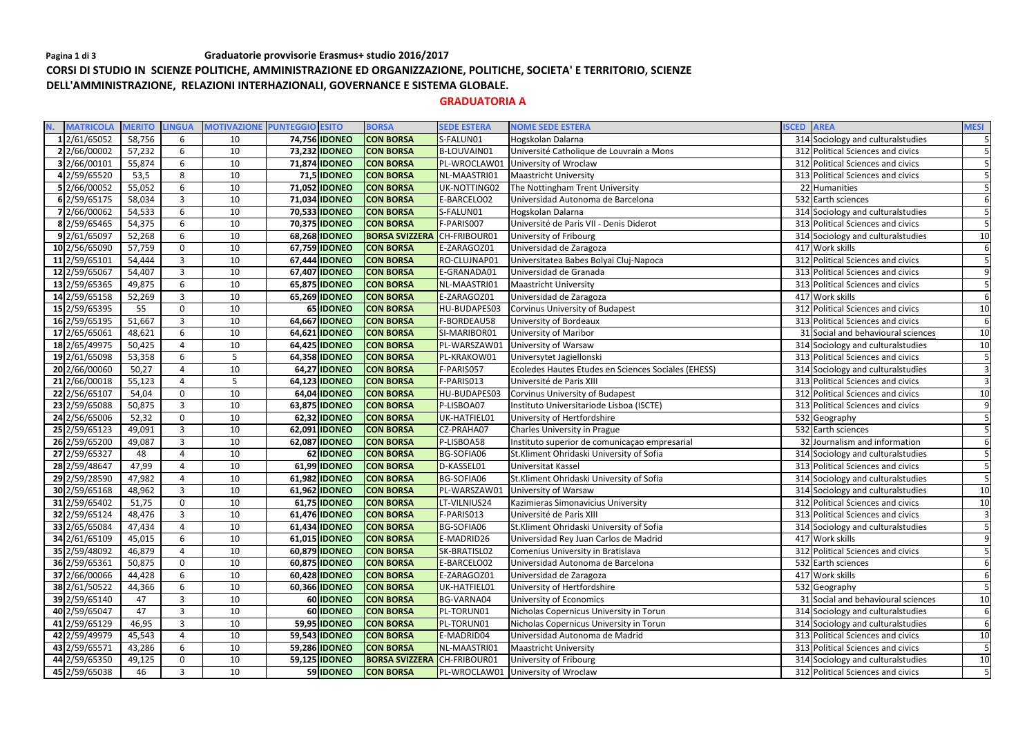**Graduatorie provvisorie Erasmus+ studio 2016/2017**

**CORSI DI STUDIO IN SCIENZE POLITICHE, AMMINISTRAZIONE ED ORGANIZZAZIONE, POLITICHE, SOCIETA' E TERRITORIO, SCIENZE DELL'AMMINISTRAZIONE, RELAZIONI INTERHAZIONALI, GOVERNANCE E SISTEMA GLOBALE.**

## GRADUATORIA A

| N. | MATRICOLA | MERITO | LINGUA | MOTIVAZIONE | PUNTEGGIO | ESITO | BORSA | SEDE ESTERA | NOME SEDE ESTERA | ISCED | AREA | MESI |
|---|---|---|---|---|---|---|---|---|---|---|---|---|
| 1 | 2/61/65052 | 58,756 | 6 | 10 | 74,756 | IDONEO | CON BORSA | S-FALUN01 | Hogskolan Dalarna | 314 | Sociology and culturalstudies | 5 |
| 2 | 2/66/00002 | 57,232 | 6 | 10 | 73,232 | IDONEO | CON BORSA | B-LOUVAIN01 | Université Catholique de Louvrain a Mons | 312 | Political Sciences and civics | 5 |
| 3 | 2/66/00101 | 55,874 | 6 | 10 | 71,874 | IDONEO | CON BORSA | PL-WROCLAW01 | University of Wroclaw | 312 | Political Sciences and civics | 5 |
| 4 | 2/59/65520 | 53,5 | 8 | 10 | 71,5 | IDONEO | CON BORSA | NL-MAASTRI01 | Maastricht University | 313 | Political Sciences and civics | 5 |
| 5 | 2/66/00052 | 55,052 | 6 | 10 | 71,052 | IDONEO | CON BORSA | UK-NOTTING02 | The Nottingham Trent University | 22 | Humanities | 5 |
| 6 | 2/59/65175 | 58,034 | 3 | 10 | 71,034 | IDONEO | CON BORSA | E-BARCELO02 | Universidad Autonoma de Barcelona | 532 | Earth sciences | 6 |
| 7 | 2/66/00062 | 54,533 | 6 | 10 | 70,533 | IDONEO | CON BORSA | S-FALUN01 | Hogskolan Dalarna | 314 | Sociology and culturalstudies | 5 |
| 8 | 2/59/65465 | 54,375 | 6 | 10 | 70,375 | IDONEO | CON BORSA | F-PARIS007 | Université de Paris VII - Denis Diderot | 313 | Political Sciences and civics | 5 |
| 9 | 2/61/65097 | 52,268 | 6 | 10 | 68,268 | IDONEO | BORSA SVIZZERA | CH-FRIBOUR01 | University of Fribourg | 314 | Sociology and culturalstudies | 10 |
| 10 | 2/56/65090 | 57,759 | 0 | 10 | 67,759 | IDONEO | CON BORSA | E-ZARAGOZ01 | Universidad de Zaragoza | 417 | Work skills | 6 |
| 11 | 2/59/65101 | 54,444 | 3 | 10 | 67,444 | IDONEO | CON BORSA | RO-CLUJNAP01 | Universitatea Babes Bolyai Cluj-Napoca | 312 | Political Sciences and civics | 5 |
| 12 | 2/59/65067 | 54,407 | 3 | 10 | 67,407 | IDONEO | CON BORSA | E-GRANADA01 | Universidad de Granada | 313 | Political Sciences and civics | 9 |
| 13 | 2/59/65365 | 49,875 | 6 | 10 | 65,875 | IDONEO | CON BORSA | NL-MAASTRI01 | Maastricht University | 313 | Political Sciences and civics | 5 |
| 14 | 2/59/65158 | 52,269 | 3 | 10 | 65,269 | IDONEO | CON BORSA | E-ZARAGOZ01 | Universidad de Zaragoza | 417 | Work skills | 6 |
| 15 | 2/59/65395 | 55 | 0 | 10 | 65 | IDONEO | CON BORSA | HU-BUDAPES03 | Corvinus University of Budapest | 312 | Political Sciences and civics | 10 |
| 16 | 2/59/65195 | 51,667 | 3 | 10 | 64,667 | IDONEO | CON BORSA | F-BORDEAU58 | University of Bordeaux | 313 | Political Sciences and civics | 6 |
| 17 | 2/65/65061 | 48,621 | 6 | 10 | 64,621 | IDONEO | CON BORSA | SI-MARIBOR01 | University of Maribor | 31 | Social and behavioural sciences | 10 |
| 18 | 2/65/49975 | 50,425 | 4 | 10 | 64,425 | IDONEO | CON BORSA | PL-WARSZAW01 | University of Warsaw | 314 | Sociology and culturalstudies | 10 |
| 19 | 2/61/65098 | 53,358 | 6 | 5 | 64,358 | IDONEO | CON BORSA | PL-KRAKOW01 | Universytet Jagiellonski | 313 | Political Sciences and civics | 5 |
| 20 | 2/66/00060 | 50,27 | 4 | 10 | 64,27 | IDONEO | CON BORSA | F-PARIS057 | Ecoledes Hautes Etudes en Sciences Sociales (EHESS) | 314 | Sociology and culturalstudies | 3 |
| 21 | 2/66/00018 | 55,123 | 4 | 5 | 64,123 | IDONEO | CON BORSA | F-PARIS013 | Université de Paris XIII | 313 | Political Sciences and civics | 3 |
| 22 | 2/56/65107 | 54,04 | 0 | 10 | 64,04 | IDONEO | CON BORSA | HU-BUDAPES03 | Corvinus University of Budapest | 312 | Political Sciences and civics | 10 |
| 23 | 2/59/65088 | 50,875 | 3 | 10 | 63,875 | IDONEO | CON BORSA | P-LISBOA07 | Instituto Universitariode Lisboa (ISCTE) | 313 | Political Sciences and civics | 9 |
| 24 | 2/56/65006 | 52,32 | 0 | 10 | 62,32 | IDONEO | CON BORSA | UK-HATFIEL01 | University of Hertfordshire | 532 | Geography | 5 |
| 25 | 2/59/65123 | 49,091 | 3 | 10 | 62,091 | IDONEO | CON BORSA | CZ-PRAHA07 | Charles University in Prague | 532 | Earth sciences | 5 |
| 26 | 2/59/65200 | 49,087 | 3 | 10 | 62,087 | IDONEO | CON BORSA | P-LISBOA58 | Instituto superior de comunicaçao empresarial | 32 | Journalism and information | 6 |
| 27 | 2/59/65327 | 48 | 4 | 10 | 62 | IDONEO | CON BORSA | BG-SOFIA06 | St.Kliment Ohridaski University of Sofia | 314 | Sociology and culturalstudies | 5 |
| 28 | 2/59/48647 | 47,99 | 4 | 10 | 61,99 | IDONEO | CON BORSA | D-KASSEL01 | Universitat Kassel | 313 | Political Sciences and civics | 5 |
| 29 | 2/59/28590 | 47,982 | 4 | 10 | 61,982 | IDONEO | CON BORSA | BG-SOFIA06 | St.Kliment Ohridaski University of Sofia | 314 | Sociology and culturalstudies | 5 |
| 30 | 2/59/65168 | 48,962 | 3 | 10 | 61,962 | IDONEO | CON BORSA | PL-WARSZAW01 | University of Warsaw | 314 | Sociology and culturalstudies | 10 |
| 31 | 2/59/65402 | 51,75 | 0 | 10 | 61,75 | IDONEO | CON BORSA | LT-VILNIUS24 | Kazimieras Simonavicius University | 312 | Political Sciences and civics | 10 |
| 32 | 2/59/65124 | 48,476 | 3 | 10 | 61,476 | IDONEO | CON BORSA | F-PARIS013 | Université de Paris XIII | 313 | Political Sciences and civics | 3 |
| 33 | 2/65/65084 | 47,434 | 4 | 10 | 61,434 | IDONEO | CON BORSA | BG-SOFIA06 | St.Kliment Ohridaski University of Sofia | 314 | Sociology and culturalstudies | 5 |
| 34 | 2/61/65109 | 45,015 | 6 | 10 | 61,015 | IDONEO | CON BORSA | E-MADRID26 | Universidad Rey Juan Carlos de Madrid | 417 | Work skills | 9 |
| 35 | 2/59/48092 | 46,879 | 4 | 10 | 60,879 | IDONEO | CON BORSA | SK-BRATISL02 | Comenius University in Bratislava | 312 | Political Sciences and civics | 5 |
| 36 | 2/59/65361 | 50,875 | 0 | 10 | 60,875 | IDONEO | CON BORSA | E-BARCELO02 | Universidad Autonoma de Barcelona | 532 | Earth sciences | 6 |
| 37 | 2/66/00066 | 44,428 | 6 | 10 | 60,428 | IDONEO | CON BORSA | E-ZARAGOZ01 | Universidad de Zaragoza | 417 | Work skills | 6 |
| 38 | 2/61/50522 | 44,366 | 6 | 10 | 60,366 | IDONEO | CON BORSA | UK-HATFIEL01 | University of Hertfordshire | 532 | Geography | 5 |
| 39 | 2/59/65140 | 47 | 3 | 10 | 60 | IDONEO | CON BORSA | BG-VARNA04 | University of Economics | 31 | Social and behavioural sciences | 10 |
| 40 | 2/59/65047 | 47 | 3 | 10 | 60 | IDONEO | CON BORSA | PL-TORUN01 | Nicholas Copernicus University in Torun | 314 | Sociology and culturalstudies | 6 |
| 41 | 2/59/65129 | 46,95 | 3 | 10 | 59,95 | IDONEO | CON BORSA | PL-TORUN01 | Nicholas Copernicus University in Torun | 314 | Sociology and culturalstudies | 6 |
| 42 | 2/59/49979 | 45,543 | 4 | 10 | 59,543 | IDONEO | CON BORSA | E-MADRID04 | Universidad Autonoma de Madrid | 313 | Political Sciences and civics | 10 |
| 43 | 2/59/65571 | 43,286 | 6 | 10 | 59,286 | IDONEO | CON BORSA | NL-MAASTRI01 | Maastricht University | 313 | Political Sciences and civics | 5 |
| 44 | 2/59/65350 | 49,125 | 0 | 10 | 59,125 | IDONEO | BORSA SVIZZERA | CH-FRIBOUR01 | University of Fribourg | 314 | Sociology and culturalstudies | 10 |
| 45 | 2/59/65038 | 46 | 3 | 10 | 59 | IDONEO | CON BORSA | PL-WROCLAW01 | University of Wroclaw | 312 | Political Sciences and civics | 5 |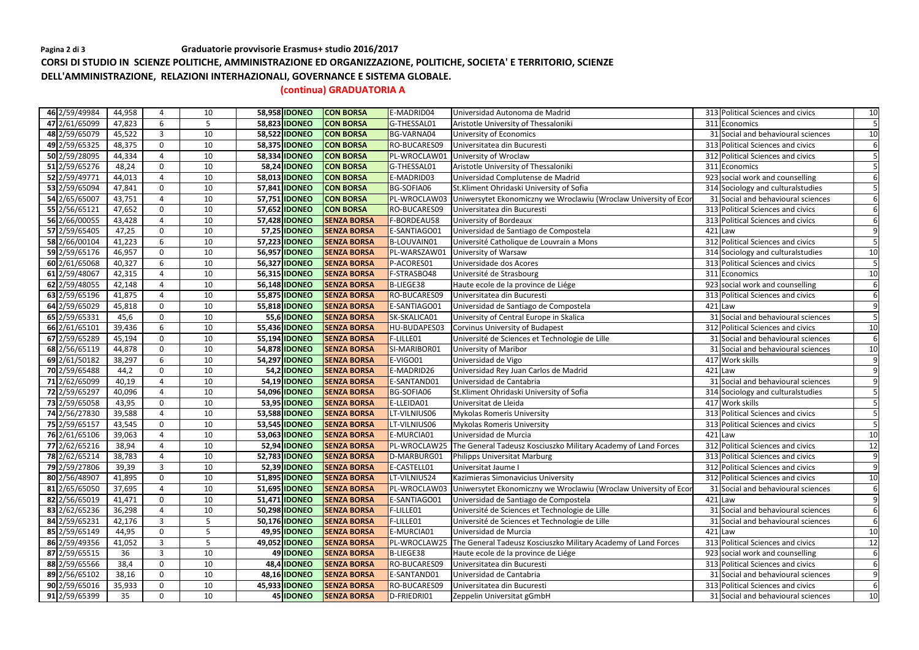**Graduatorie provvisorie Erasmus+ studio 2016/2017**

**CORSI DI STUDIO IN SCIENZE POLITICHE, AMMINISTRAZIONE ED ORGANIZZAZIONE, POLITICHE, SOCIETA' E TERRITORIO, SCIENZE DELL'AMMINISTRAZIONE, RELAZIONI INTERHAZIONALI, GOVERNANCE E SISTEMA GLOBALE.**

**(continua) GRADUATORIA A**

| | | | | | | | | | | | | |
|---|---|---|---|---|---|---|---|---|---|---|---|---|
| 46 | 2/59/49984 | 44,958 | 4 | 10 | 58,958 | IDONEO | CON BORSA | E-MADRID04 | Universidad Autonoma de Madrid | 313 | Political Sciences and civics | 10 |
| 47 | 2/61/65099 | 47,823 | 6 | 5 | 58,823 | IDONEO | CON BORSA | G-THESSAL01 | Aristotle University of Thessaloniki | 311 | Economics | 5 |
| 48 | 2/59/65079 | 45,522 | 3 | 10 | 58,522 | IDONEO | CON BORSA | BG-VARNA04 | University of Economics | 31 | Social and behavioural sciences | 10 |
| 49 | 2/59/65325 | 48,375 | 0 | 10 | 58,375 | IDONEO | CON BORSA | RO-BUCARES09 | Universitatea din Bucuresti | 313 | Political Sciences and civics | 6 |
| 50 | 2/59/28095 | 44,334 | 4 | 10 | 58,334 | IDONEO | CON BORSA | PL-WROCLAW01 | University of Wroclaw | 312 | Political Sciences and civics | 5 |
| 51 | 2/59/65276 | 48,24 | 0 | 10 | 58,24 | IDONEO | CON BORSA | G-THESSAL01 | Aristotle University of Thessaloniki | 311 | Economics | 5 |
| 52 | 2/59/49771 | 44,013 | 4 | 10 | 58,013 | IDONEO | CON BORSA | E-MADRID03 | Universidad Complutense de Madrid | 923 | social work and counselling | 6 |
| 53 | 2/59/65094 | 47,841 | 0 | 10 | 57,841 | IDONEO | CON BORSA | BG-SOFIA06 | St.Kliment Ohridaski University of Sofia | 314 | Sociology and culturalstudies | 5 |
| 54 | 2/65/65007 | 43,751 | 4 | 10 | 57,751 | IDONEO | CON BORSA | PL-WROCLAW03 | Uniwersytet Ekonomiczny we Wroclawiu (Wroclaw University of Ecor | 31 | Social and behavioural sciences | 6 |
| 55 | 2/56/65121 | 47,652 | 0 | 10 | 57,652 | IDONEO | CON BORSA | RO-BUCARES09 | Universitatea din Bucuresti | 313 | Political Sciences and civics | 6 |
| 56 | 2/66/00055 | 43,428 | 4 | 10 | 57,428 | IDONEO | SENZA BORSA | F-BORDEAU58 | University of Bordeaux | 313 | Political Sciences and civics | 6 |
| 57 | 2/59/65405 | 47,25 | 0 | 10 | 57,25 | IDONEO | SENZA BORSA | E-SANTIAGO01 | Universidad de Santiago de Compostela | 421 | Law | 9 |
| 58 | 2/66/00104 | 41,223 | 6 | 10 | 57,223 | IDONEO | SENZA BORSA | B-LOUVAIN01 | Université Catholique de Louvrain a Mons | 312 | Political Sciences and civics | 5 |
| 59 | 2/59/65176 | 46,957 | 0 | 10 | 56,957 | IDONEO | SENZA BORSA | PL-WARSZAW01 | University of Warsaw | 314 | Sociology and culturalstudies | 10 |
| 60 | 2/61/65068 | 40,327 | 6 | 10 | 56,327 | IDONEO | SENZA BORSA | P-ACORES01 | Universidade dos Acores | 313 | Political Sciences and civics | 5 |
| 61 | 2/59/48067 | 42,315 | 4 | 10 | 56,315 | IDONEO | SENZA BORSA | F-STRASBO48 | Université de Strasbourg | 311 | Economics | 10 |
| 62 | 2/59/48055 | 42,148 | 4 | 10 | 56,148 | IDONEO | SENZA BORSA | B-LIEGE38 | Haute ecole de la province de Liége | 923 | social work and counselling | 6 |
| 63 | 2/59/65196 | 41,875 | 4 | 10 | 55,875 | IDONEO | SENZA BORSA | RO-BUCARES09 | Universitatea din Bucuresti | 313 | Political Sciences and civics | 6 |
| 64 | 2/59/65029 | 45,818 | 0 | 10 | 55,818 | IDONEO | SENZA BORSA | E-SANTIAGO01 | Universidad de Santiago de Compostela | 421 | Law | 9 |
| 65 | 2/59/65331 | 45,6 | 0 | 10 | 55,6 | IDONEO | SENZA BORSA | SK-SKALICA01 | University of Central Europe in Skalica | 31 | Social and behavioural sciences | 5 |
| 66 | 2/61/65101 | 39,436 | 6 | 10 | 55,436 | IDONEO | SENZA BORSA | HU-BUDAPES03 | Corvinus University of Budapest | 312 | Political Sciences and civics | 10 |
| 67 | 2/59/65289 | 45,194 | 0 | 10 | 55,194 | IDONEO | SENZA BORSA | F-LILLE01 | Université de Sciences et Technologie de Lille | 31 | Social and behavioural sciences | 6 |
| 68 | 2/56/65119 | 44,878 | 0 | 10 | 54,878 | IDONEO | SENZA BORSA | SI-MARIBOR01 | University of Maribor | 31 | Social and behavioural sciences | 10 |
| 69 | 2/61/50182 | 38,297 | 6 | 10 | 54,297 | IDONEO | SENZA BORSA | E-VIGO01 | Universidad de Vigo | 417 | Work skills | 9 |
| 70 | 2/59/65488 | 44,2 | 0 | 10 | 54,2 | IDONEO | SENZA BORSA | E-MADRID26 | Universidad Rey Juan Carlos de Madrid | 421 | Law | 9 |
| 71 | 2/62/65099 | 40,19 | 4 | 10 | 54,19 | IDONEO | SENZA BORSA | E-SANTAND01 | Universidad de Cantabria | 31 | Social and behavioural sciences | 9 |
| 72 | 2/59/65297 | 40,096 | 4 | 10 | 54,096 | IDONEO | SENZA BORSA | BG-SOFIA06 | St.Kliment Ohridaski University of Sofia | 314 | Sociology and culturalstudies | 5 |
| 73 | 2/59/65058 | 43,95 | 0 | 10 | 53,95 | IDONEO | SENZA BORSA | E-LLEIDA01 | Universitat de Lleida | 417 | Work skills | 5 |
| 74 | 2/56/27830 | 39,588 | 4 | 10 | 53,588 | IDONEO | SENZA BORSA | LT-VILNIUS06 | Mykolas Romeris University | 313 | Political Sciences and civics | 5 |
| 75 | 2/59/65157 | 43,545 | 0 | 10 | 53,545 | IDONEO | SENZA BORSA | LT-VILNIUS06 | Mykolas Romeris University | 313 | Political Sciences and civics | 5 |
| 76 | 2/61/65106 | 39,063 | 4 | 10 | 53,063 | IDONEO | SENZA BORSA | E-MURCIA01 | Universidad de Murcia | 421 | Law | 10 |
| 77 | 2/62/65216 | 38,94 | 4 | 10 | 52,94 | IDONEO | SENZA BORSA | PL-WROCLAW25 | The General Tadeusz Kosciuszko Military Academy of Land Forces | 312 | Political Sciences and civics | 12 |
| 78 | 2/62/65214 | 38,783 | 4 | 10 | 52,783 | IDONEO | SENZA BORSA | D-MARBURG01 | Philipps Universitat Marburg | 313 | Political Sciences and civics | 9 |
| 79 | 2/59/27806 | 39,39 | 3 | 10 | 52,39 | IDONEO | SENZA BORSA | E-CASTELL01 | Universitat Jaume I | 312 | Political Sciences and civics | 9 |
| 80 | 2/56/48907 | 41,895 | 0 | 10 | 51,895 | IDONEO | SENZA BORSA | LT-VILNIUS24 | Kazimieras Simonavicius University | 312 | Political Sciences and civics | 10 |
| 81 | 2/65/65050 | 37,695 | 4 | 10 | 51,695 | IDONEO | SENZA BORSA | PL-WROCLAW03 | Uniwersytet Ekonomiczny we Wroclawiu (Wroclaw University of Ecor | 31 | Social and behavioural sciences | 6 |
| 82 | 2/56/65019 | 41,471 | 0 | 10 | 51,471 | IDONEO | SENZA BORSA | E-SANTIAGO01 | Universidad de Santiago de Compostela | 421 | Law | 9 |
| 83 | 2/62/65236 | 36,298 | 4 | 10 | 50,298 | IDONEO | SENZA BORSA | F-LILLE01 | Université de Sciences et Technologie de Lille | 31 | Social and behavioural sciences | 6 |
| 84 | 2/59/65231 | 42,176 | 3 | 5 | 50,176 | IDONEO | SENZA BORSA | F-LILLE01 | Université de Sciences et Technologie de Lille | 31 | Social and behavioural sciences | 6 |
| 85 | 2/59/65149 | 44,95 | 0 | 5 | 49,95 | IDONEO | SENZA BORSA | E-MURCIA01 | Universidad de Murcia | 421 | Law | 10 |
| 86 | 2/59/49356 | 41,052 | 3 | 5 | 49,052 | IDONEO | SENZA BORSA | PL-WROCLAW25 | The General Tadeusz Kosciuszko Military Academy of Land Forces | 313 | Political Sciences and civics | 12 |
| 87 | 2/59/65515 | 36 | 3 | 10 | 49 | IDONEO | SENZA BORSA | B-LIEGE38 | Haute ecole de la province de Liége | 923 | social work and counselling | 6 |
| 88 | 2/59/65566 | 38,4 | 0 | 10 | 48,4 | IDONEO | SENZA BORSA | RO-BUCARES09 | Universitatea din Bucuresti | 313 | Political Sciences and civics | 6 |
| 89 | 2/56/65102 | 38,16 | 0 | 10 | 48,16 | IDONEO | SENZA BORSA | E-SANTAND01 | Universidad de Cantabria | 31 | Social and behavioural sciences | 9 |
| 90 | 2/59/65016 | 35,933 | 0 | 10 | 45,933 | IDONEO | SENZA BORSA | RO-BUCARES09 | Universitatea din Bucuresti | 313 | Political Sciences and civics | 6 |
| 91 | 2/59/65399 | 35 | 0 | 10 | 45 | IDONEO | SENZA BORSA | D-FRIEDRI01 | Zeppelin Universitat gGmbH | 31 | Social and behavioural sciences | 10 |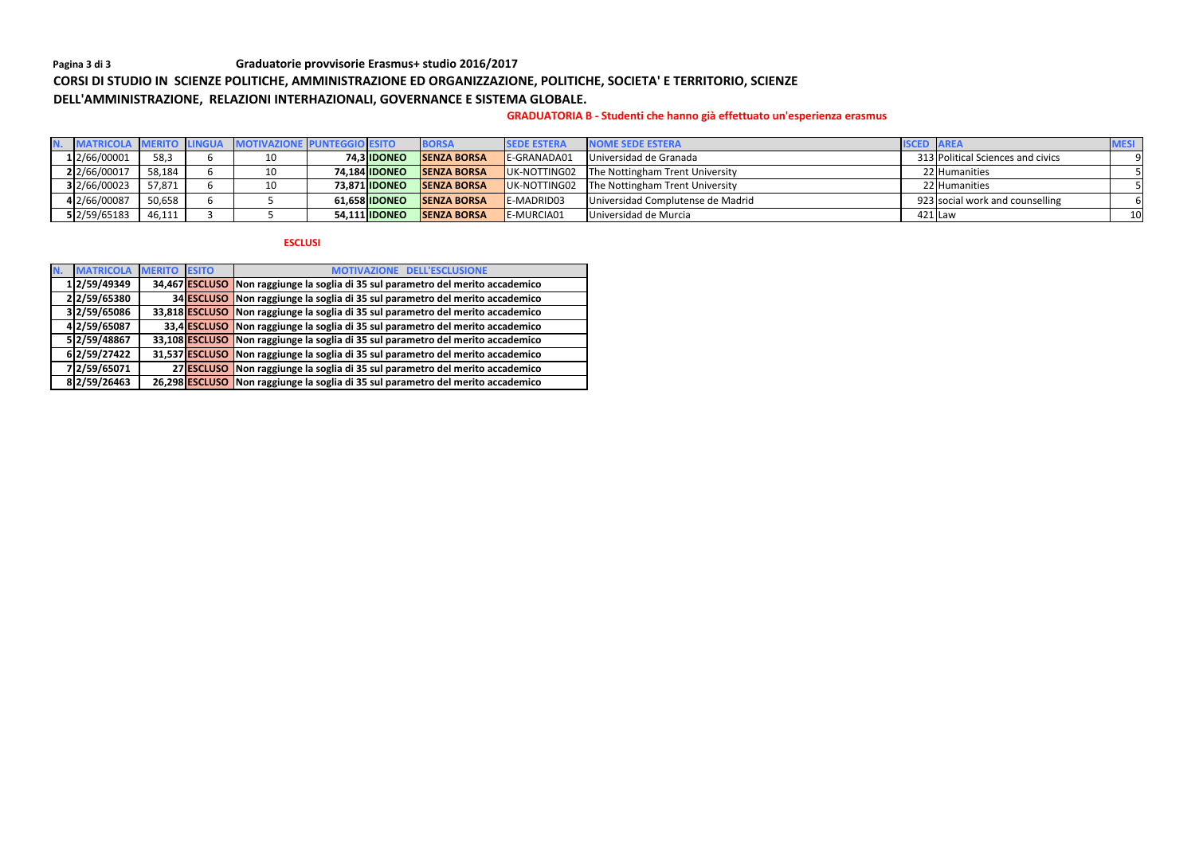**Graduatorie provvisorie Erasmus+ studio 2016/2017**

**CORSI DI STUDIO IN SCIENZE POLITICHE, AMMINISTRAZIONE ED ORGANIZZAZIONE, POLITICHE, SOCIETA' E TERRITORIO, SCIENZE DELL'AMMINISTRAZIONE, RELAZIONI INTERHAZIONALI, GOVERNANCE E SISTEMA GLOBALE.**

**GRADUATORIA B - Studenti che hanno già effettuato un'esperienza erasmus**

| N. | MATRICOLA | MERITO | LINGUA | MOTIVAZIONE | PUNTEGGIO | ESITO | BORSA | SEDE ESTERA | NOME SEDE ESTERA | ISCED | AREA | MESI |
|---|---|---|---|---|---|---|---|---|---|---|---|---|
| 1 | 2/66/00001 | 58,3 | 6 | 10 | 74,3 | IDONEO | SENZA BORSA | E-GRANADA01 | Universidad de Granada | 313 | Political Sciences and civics | 9 |
| 2 | 2/66/00017 | 58,184 | 6 | 10 | 74,184 | IDONEO | SENZA BORSA | UK-NOTTING02 | The Nottingham Trent University | 22 | Humanities | 5 |
| 3 | 2/66/00023 | 57,871 | 6 | 10 | 73,871 | IDONEO | SENZA BORSA | UK-NOTTING02 | The Nottingham Trent University | 22 | Humanities | 5 |
| 4 | 2/66/00087 | 50,658 | 6 | 5 | 61,658 | IDONEO | SENZA BORSA | E-MADRID03 | Universidad Complutense de Madrid | 923 | social work and counselling | 6 |
| 5 | 2/59/65183 | 46,111 | 3 | 5 | 54,111 | IDONEO | SENZA BORSA | E-MURCIA01 | Universidad de Murcia | 421 | Law | 10 |

**ESCLUSI**

| N. | MATRICOLA | MERITO | ESITO | MOTIVAZIONE DELL'ESCLUSIONE |
|---|---|---|---|---|
| 1 | 2/59/49349 | 34,467 | ESCLUSO | Non raggiunge la soglia di 35 sul parametro del merito accademico |
| 2 | 2/59/65380 | 34 | ESCLUSO | Non raggiunge la soglia di 35 sul parametro del merito accademico |
| 3 | 2/59/65086 | 33,818 | ESCLUSO | Non raggiunge la soglia di 35 sul parametro del merito accademico |
| 4 | 2/59/65087 | 33,4 | ESCLUSO | Non raggiunge la soglia di 35 sul parametro del merito accademico |
| 5 | 2/59/48867 | 33,108 | ESCLUSO | Non raggiunge la soglia di 35 sul parametro del merito accademico |
| 6 | 2/59/27422 | 31,537 | ESCLUSO | Non raggiunge la soglia di 35 sul parametro del merito accademico |
| 7 | 2/59/65071 | 27 | ESCLUSO | Non raggiunge la soglia di 35 sul parametro del merito accademico |
| 8 | 2/59/26463 | 26,298 | ESCLUSO | Non raggiunge la soglia di 35 sul parametro del merito accademico |